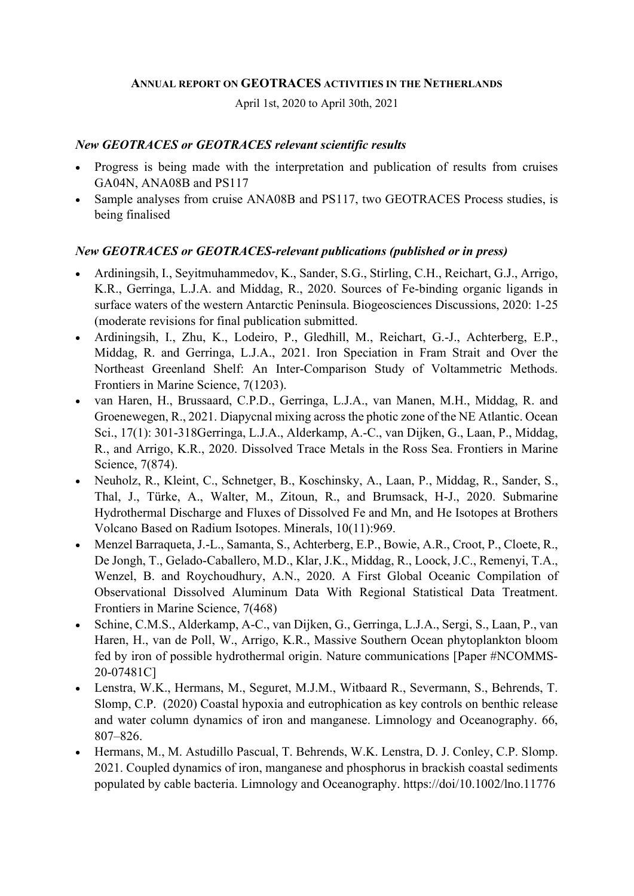**ANNUAL REPORT ON GEOTRACES ACTIVITIES IN THE NETHERLANDS**

April 1st, 2020 to April 30th, 2021

### *New GEOTRACES or GEOTRACES relevant scientific results*

- Progress is being made with the interpretation and publication of results from cruises GA04N, ANA08B and PS117
- Sample analyses from cruise ANA08B and PS117, two GEOTRACES Process studies, is being finalised

### *New GEOTRACES or GEOTRACES-relevant publications (published or in press)*

- Ardiningsih, I., Seyitmuhammedov, K., Sander, S.G., Stirling, C.H., Reichart, G.J., Arrigo, K.R., Gerringa, L.J.A. and Middag, R., 2020. Sources of Fe-binding organic ligands in surface waters of the western Antarctic Peninsula. Biogeosciences Discussions, 2020: 1-25 (moderate revisions for final publication submitted.
- Ardiningsih, I., Zhu, K., Lodeiro, P., Gledhill, M., Reichart, G.-J., Achterberg, E.P., Middag, R. and Gerringa, L.J.A., 2021. Iron Speciation in Fram Strait and Over the Northeast Greenland Shelf: An Inter-Comparison Study of Voltammetric Methods. Frontiers in Marine Science, 7(1203).
- van Haren, H., Brussaard, C.P.D., Gerringa, L.J.A., van Manen, M.H., Middag, R. and Groenewegen, R., 2021. Diapycnal mixing across the photic zone of the NE Atlantic. Ocean Sci., 17(1): 301-318Gerringa, L.J.A., Alderkamp, A.-C., van Dijken, G., Laan, P., Middag, R., and Arrigo, K.R., 2020. Dissolved Trace Metals in the Ross Sea. Frontiers in Marine Science, 7(874).
- Neuholz, R., Kleint, C., Schnetger, B., Koschinsky, A., Laan, P., Middag, R., Sander, S., Thal, J., Türke, A., Walter, M., Zitoun, R., and Brumsack, H-J., 2020. Submarine Hydrothermal Discharge and Fluxes of Dissolved Fe and Mn, and He Isotopes at Brothers Volcano Based on Radium Isotopes. Minerals, 10(11):969.
- Menzel Barraqueta, J.-L., Samanta, S., Achterberg, E.P., Bowie, A.R., Croot, P., Cloete, R., De Jongh, T., Gelado-Caballero, M.D., Klar, J.K., Middag, R., Loock, J.C., Remenyi, T.A., Wenzel, B. and Roychoudhury, A.N., 2020. A First Global Oceanic Compilation of Observational Dissolved Aluminum Data With Regional Statistical Data Treatment. Frontiers in Marine Science, 7(468)
- Schine, C.M.S., Alderkamp, A-C., van Dijken, G., Gerringa, L.J.A., Sergi, S., Laan, P., van Haren, H., van de Poll, W., Arrigo, K.R., Massive Southern Ocean phytoplankton bloom fed by iron of possible hydrothermal origin. Nature communications [Paper #NCOMMS-20-07481C]
- Lenstra, W.K., Hermans, M., Seguret, M.J.M., Witbaard R., Severmann, S., Behrends, T. Slomp, C.P. (2020) Coastal hypoxia and eutrophication as key controls on benthic release and water column dynamics of iron and manganese. Limnology and Oceanography. 66, 807–826.
- Hermans, M., M. Astudillo Pascual, T. Behrends, W.K. Lenstra, D. J. Conley, C.P. Slomp. 2021. Coupled dynamics of iron, manganese and phosphorus in brackish coastal sediments populated by cable bacteria. Limnology and Oceanography. https://doi/10.1002/lno.11776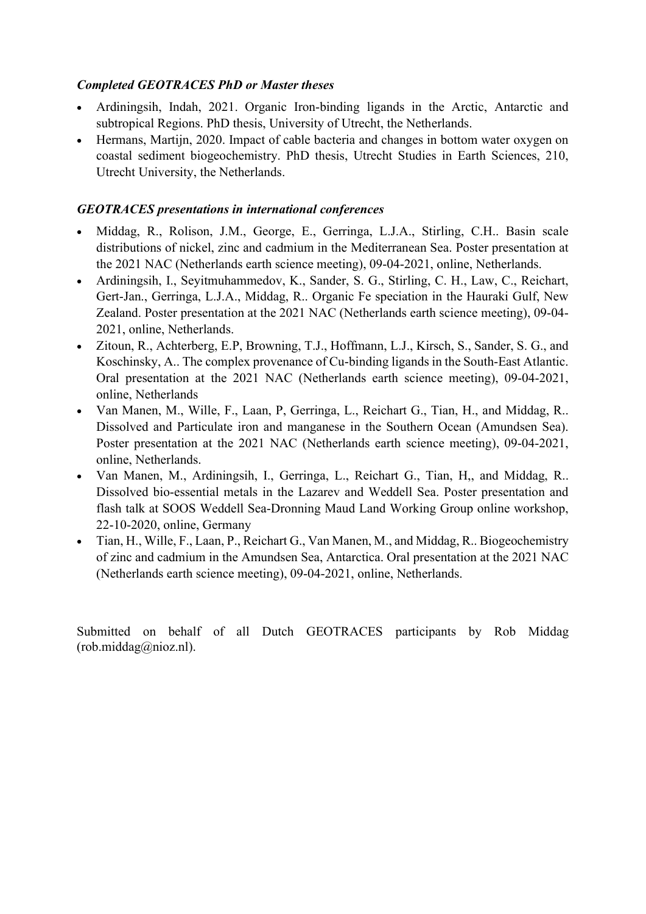### *Completed GEOTRACES PhD or Master theses*

- Ardiningsih, Indah, 2021. Organic Iron-binding ligands in the Arctic, Antarctic and subtropical Regions. PhD thesis, University of Utrecht, the Netherlands.
- Hermans, Martijn, 2020. Impact of cable bacteria and changes in bottom water oxygen on coastal sediment biogeochemistry. PhD thesis, Utrecht Studies in Earth Sciences, 210, Utrecht University, the Netherlands.

### *GEOTRACES presentations in international conferences*

- Middag, R., Rolison, J.M., George, E., Gerringa, L.J.A., Stirling, C.H.. Basin scale distributions of nickel, zinc and cadmium in the Mediterranean Sea. Poster presentation at the 2021 NAC (Netherlands earth science meeting), 09-04-2021, online, Netherlands.
- Ardiningsih, I., Seyitmuhammedov, K., Sander, S. G., Stirling, C. H., Law, C., Reichart, Gert-Jan., Gerringa, L.J.A., Middag, R.. Organic Fe speciation in the Hauraki Gulf, New Zealand. Poster presentation at the 2021 NAC (Netherlands earth science meeting), 09-04-2021, online, Netherlands.
- Zitoun, R., Achterberg, E.P, Browning, T.J., Hoffmann, L.J., Kirsch, S., Sander, S. G., and Koschinsky, A.. The complex provenance of Cu-binding ligands in the South-East Atlantic. Oral presentation at the 2021 NAC (Netherlands earth science meeting), 09-04-2021, online, Netherlands
- Van Manen, M., Wille, F., Laan, P, Gerringa, L., Reichart G., Tian, H., and Middag, R.. Dissolved and Particulate iron and manganese in the Southern Ocean (Amundsen Sea). Poster presentation at the 2021 NAC (Netherlands earth science meeting), 09-04-2021, online, Netherlands.
- Van Manen, M., Ardiningsih, I., Gerringa, L., Reichart G., Tian, H,, and Middag, R.. Dissolved bio-essential metals in the Lazarev and Weddell Sea. Poster presentation and flash talk at SOOS Weddell Sea-Dronning Maud Land Working Group online workshop, 22-10-2020, online, Germany
- Tian, H., Wille, F., Laan, P., Reichart G., Van Manen, M., and Middag, R.. Biogeochemistry of zinc and cadmium in the Amundsen Sea, Antarctica. Oral presentation at the 2021 NAC (Netherlands earth science meeting), 09-04-2021, online, Netherlands.

Submitted on behalf of all Dutch GEOTRACES participants by Rob Middag (rob.middag@nioz.nl).